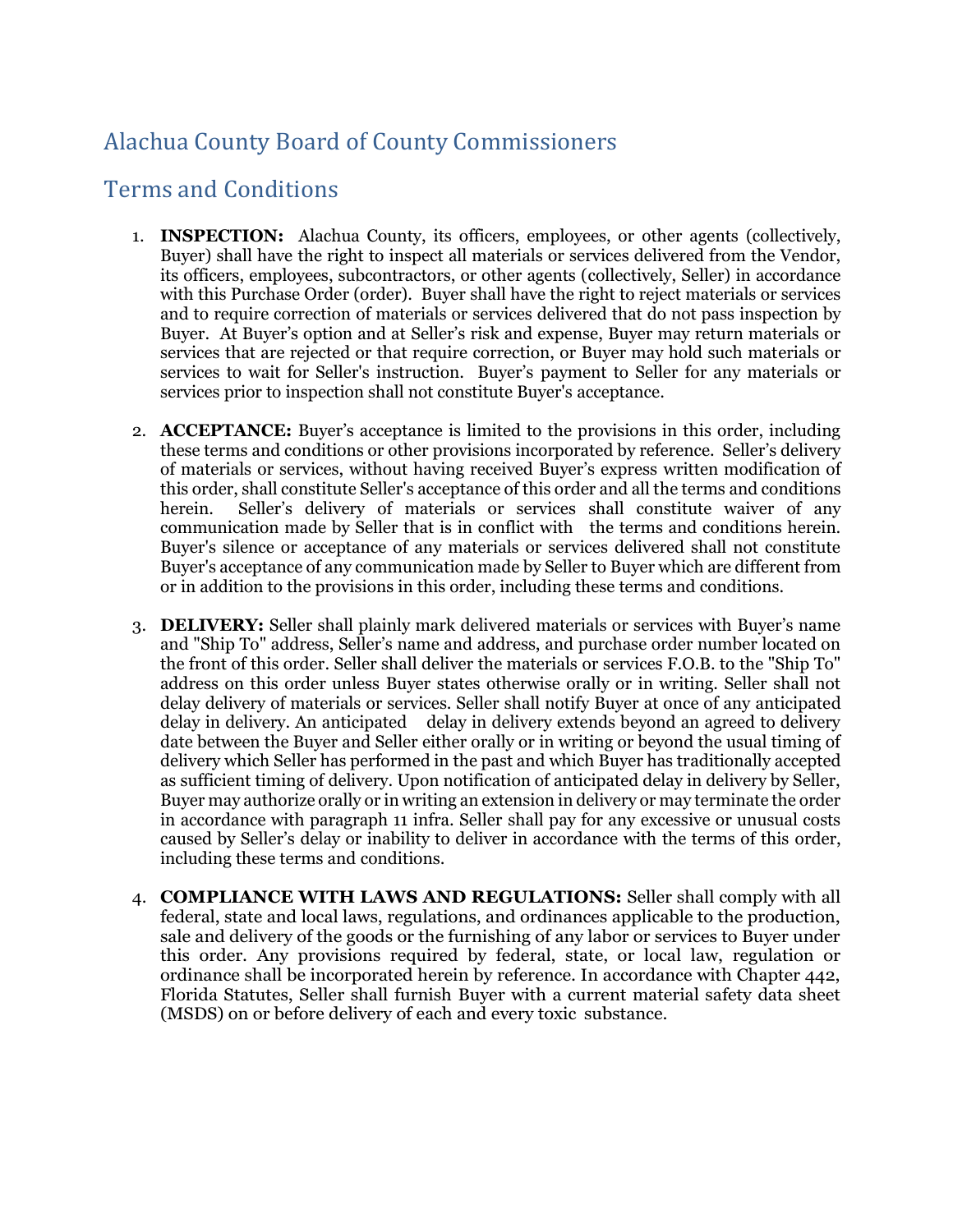# Alachua County Board of County Commissioners

## Terms and Conditions

1. **INSPECTION:** Alachua County, its officers, employees, or other agents (collectively, Buyer) shall have the right to inspect all materials or services delivered from the Vendor, its officers, employees, subcontractors, or other agents (collectively, Seller) in accordance with this Purchase Order (order). Buyer shall have the right to reject materials or services and to require correction of materials or services delivered that do not pass inspection by Buyer. At Buyer's option and at Seller's risk and expense, Buyer may return materials or services that are rejected or that require correction, or Buyer may hold such materials or services to wait for Seller's instruction. Buyer's payment to Seller for any materials or services prior to inspection shall not constitute Buyer's acceptance.

2. **ACCEPTANCE:** Buyer's acceptance is limited to the provisions in this order, including these terms and conditions or other provisions incorporated by reference. Seller's delivery of materials or services, without having received Buyer's express written modification of this order, shall constitute Seller's acceptance of this order and all the terms and conditions herein. Seller's delivery of materials or services shall constitute waiver of any communication made by Seller that is in conflict with the terms and conditions herein. Buyer's silence or acceptance of any materials or services delivered shall not constitute Buyer's acceptance of any communication made by Seller to Buyer which are different from or in addition to the provisions in this order, including these terms and conditions.

3. **DELIVERY:** Seller shall plainly mark delivered materials or services with Buyer's name and "Ship To" address, Seller's name and address, and purchase order number located on the front of this order. Seller shall deliver the materials or services F.O.B. to the "Ship To" address on this order unless Buyer states otherwise orally or in writing. Seller shall not delay delivery of materials or services. Seller shall notify Buyer at once of any anticipated delay in delivery. An anticipated delay in delivery extends beyond an agreed to delivery date between the Buyer and Seller either orally or in writing or beyond the usual timing of delivery which Seller has performed in the past and which Buyer has traditionally accepted as sufficient timing of delivery. Upon notification of anticipated delay in delivery by Seller, Buyer may authorize orally or in writing an extension in delivery or may terminate the order in accordance with paragraph 11 infra. Seller shall pay for any excessive or unusual costs caused by Seller's delay or inability to deliver in accordance with the terms of this order, including these terms and conditions.

4. **COMPLIANCE WITH LAWS AND REGULATIONS:** Seller shall comply with all federal, state and local laws, regulations, and ordinances applicable to the production, sale and delivery of the goods or the furnishing of any labor or services to Buyer under this order. Any provisions required by federal, state, or local law, regulation or ordinance shall be incorporated herein by reference. In accordance with Chapter 442, Florida Statutes, Seller shall furnish Buyer with a current material safety data sheet (MSDS) on or before delivery of each and every toxic substance.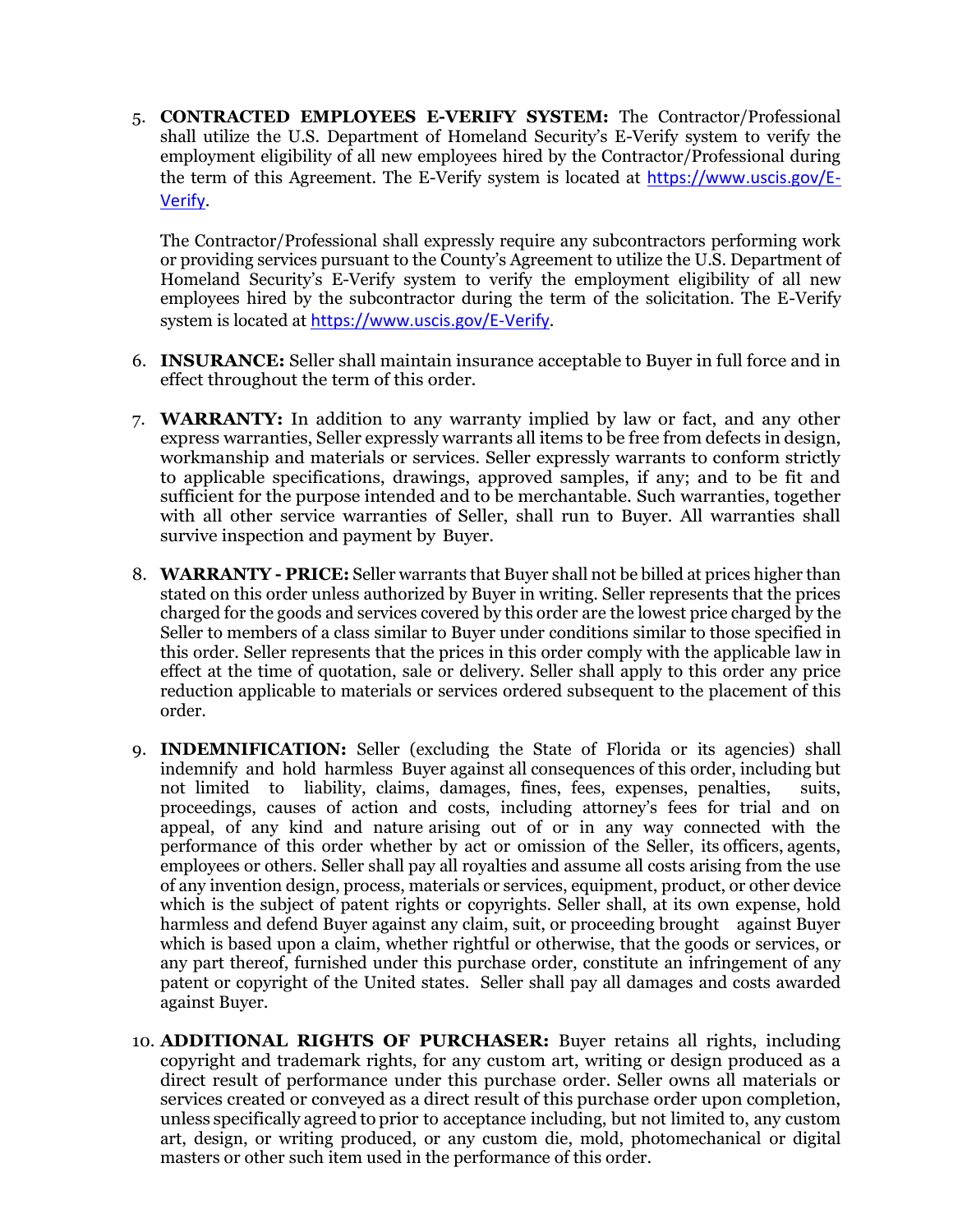5. **CONTRACTED EMPLOYEES E-VERIFY SYSTEM:** The Contractor/Professional shall utilize the U.S. Department of Homeland Security's E-Verify system to verify the employment eligibility of all new employees hired by the Contractor/Professional during the term of this Agreement. The E-Verify system is located at https://www.uscis.gov/E-Verify.

   The Contractor/Professional shall expressly require any subcontractors performing work or providing services pursuant to the County's Agreement to utilize the U.S. Department of Homeland Security's E-Verify system to verify the employment eligibility of all new employees hired by the subcontractor during the term of the solicitation. The E-Verify system is located at https://www.uscis.gov/E-Verify.

6. **INSURANCE:** Seller shall maintain insurance acceptable to Buyer in full force and in effect throughout the term of this order.

7. **WARRANTY:** In addition to any warranty implied by law or fact, and any other express warranties, Seller expressly warrants all items to be free from defects in design, workmanship and materials or services. Seller expressly warrants to conform strictly to applicable specifications, drawings, approved samples, if any; and to be fit and sufficient for the purpose intended and to be merchantable. Such warranties, together with all other service warranties of Seller, shall run to Buyer. All warranties shall survive inspection and payment by Buyer.

8. **WARRANTY - PRICE:** Seller warrants that Buyer shall not be billed at prices higher than stated on this order unless authorized by Buyer in writing. Seller represents that the prices charged for the goods and services covered by this order are the lowest price charged by the Seller to members of a class similar to Buyer under conditions similar to those specified in this order. Seller represents that the prices in this order comply with the applicable law in effect at the time of quotation, sale or delivery. Seller shall apply to this order any price reduction applicable to materials or services ordered subsequent to the placement of this order.

9. **INDEMNIFICATION:** Seller (excluding the State of Florida or its agencies) shall indemnify and hold harmless Buyer against all consequences of this order, including but not limited to liability, claims, damages, fines, fees, expenses, penalties, suits, proceedings, causes of action and costs, including attorney's fees for trial and on appeal, of any kind and nature arising out of or in any way connected with the performance of this order whether by act or omission of the Seller, its officers, agents, employees or others. Seller shall pay all royalties and assume all costs arising from the use of any invention design, process, materials or services, equipment, product, or other device which is the subject of patent rights or copyrights. Seller shall, at its own expense, hold harmless and defend Buyer against any claim, suit, or proceeding brought against Buyer which is based upon a claim, whether rightful or otherwise, that the goods or services, or any part thereof, furnished under this purchase order, constitute an infringement of any patent or copyright of the United states. Seller shall pay all damages and costs awarded against Buyer.

10. **ADDITIONAL RIGHTS OF PURCHASER:** Buyer retains all rights, including copyright and trademark rights, for any custom art, writing or design produced as a direct result of performance under this purchase order. Seller owns all materials or services created or conveyed as a direct result of this purchase order upon completion, unless specifically agreed to prior to acceptance including, but not limited to, any custom art, design, or writing produced, or any custom die, mold, photomechanical or digital masters or other such item used in the performance of this order.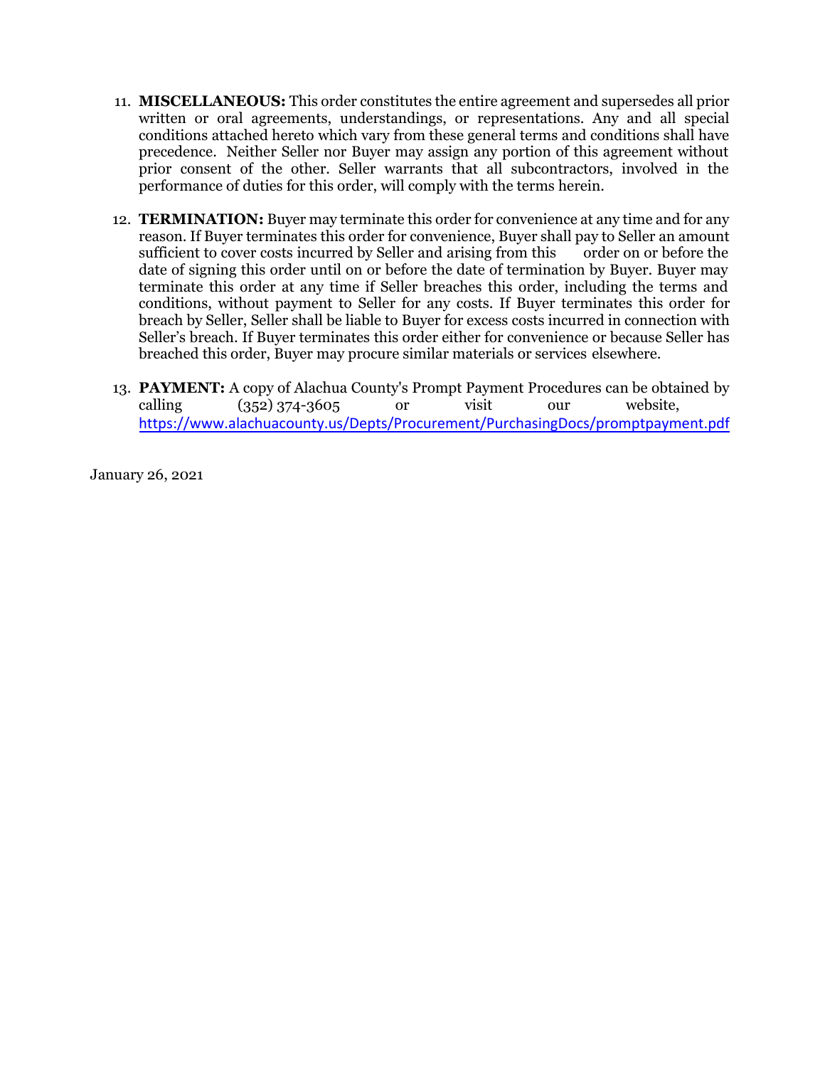11. **MISCELLANEOUS:** This order constitutes the entire agreement and supersedes all prior written or oral agreements, understandings, or representations. Any and all special conditions attached hereto which vary from these general terms and conditions shall have precedence. Neither Seller nor Buyer may assign any portion of this agreement without prior consent of the other. Seller warrants that all subcontractors, involved in the performance of duties for this order, will comply with the terms herein.

12. **TERMINATION:** Buyer may terminate this order for convenience at any time and for any reason. If Buyer terminates this order for convenience, Buyer shall pay to Seller an amount sufficient to cover costs incurred by Seller and arising from this order on or before the date of signing this order until on or before the date of termination by Buyer. Buyer may terminate this order at any time if Seller breaches this order, including the terms and conditions, without payment to Seller for any costs. If Buyer terminates this order for breach by Seller, Seller shall be liable to Buyer for excess costs incurred in connection with Seller's breach. If Buyer terminates this order either for convenience or because Seller has breached this order, Buyer may procure similar materials or services elsewhere.

13. **PAYMENT:** A copy of Alachua County's Prompt Payment Procedures can be obtained by calling (352) 374-3605 or visit our website, https://www.alachuacounty.us/Depts/Procurement/PurchasingDocs/promptpayment.pdf

January 26, 2021